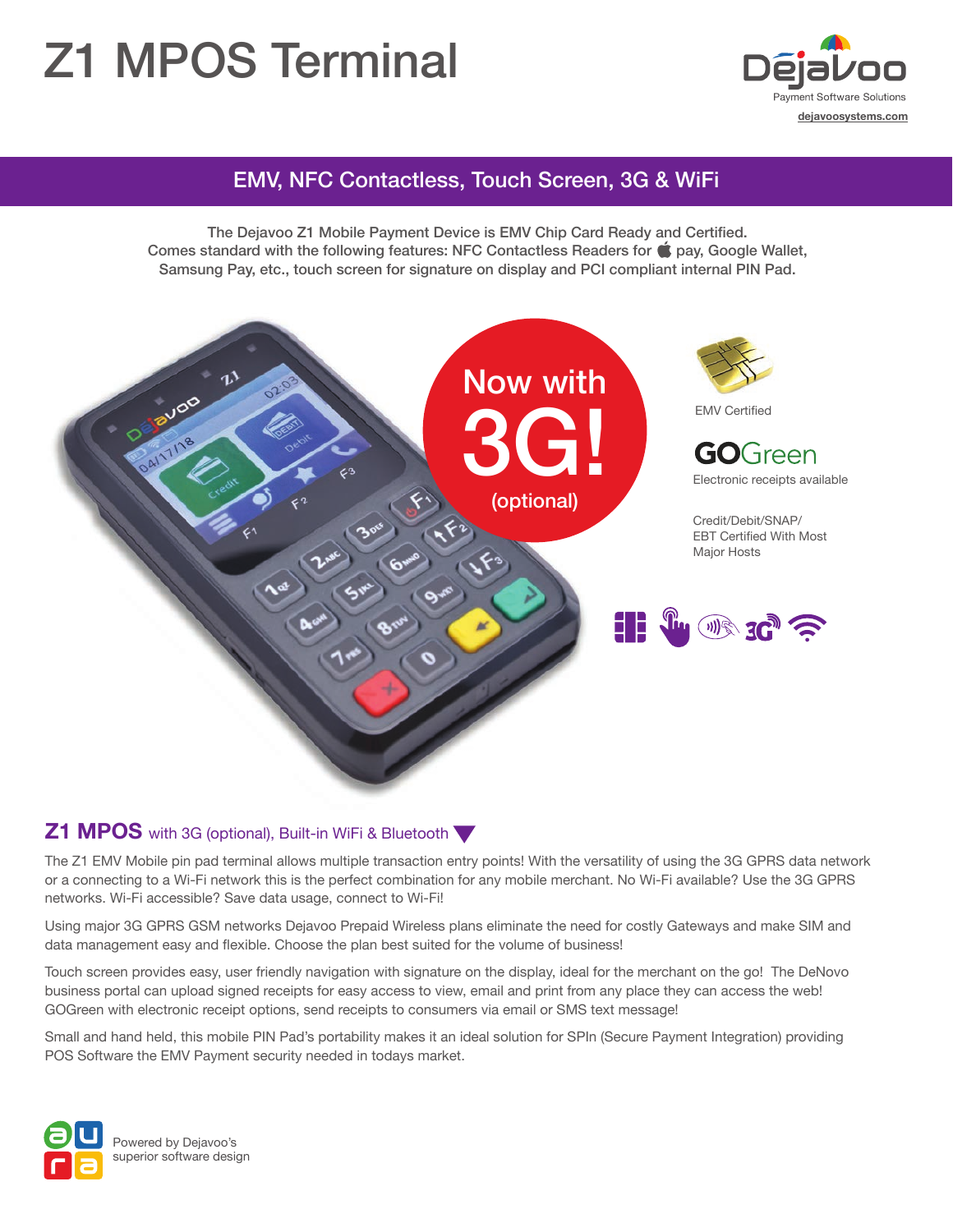# Z1 MPOS Terminal

Dejavoo
Payment Software Solutions
dejavoosystems.com

## EMV, NFC Contactless, Touch Screen, 3G & WiFi

The Dejavoo Z1 Mobile Payment Device is EMV Chip Card Ready and Certified.
Comes standard with the following features: NFC Contactless Readers for  pay, Google Wallet, Samsung Pay, etc., touch screen for signature on display and PCI compliant internal PIN Pad.

Now with 3G! (optional)

EMV Certified

GOGreen
Electronic receipts available

Credit/Debit/SNAP/EBT Certified With Most Major Hosts

## Z1 MPOS with 3G (optional), Built-in WiFi & Bluetooth

The Z1 EMV Mobile pin pad terminal allows multiple transaction entry points! With the versatility of using the 3G GPRS data network or a connecting to a Wi-Fi network this is the perfect combination for any mobile merchant. No Wi-Fi available? Use the 3G GPRS networks. Wi-Fi accessible? Save data usage, connect to Wi-Fi!

Using major 3G GPRS GSM networks Dejavoo Prepaid Wireless plans eliminate the need for costly Gateways and make SIM and data management easy and flexible. Choose the plan best suited for the volume of business!

Touch screen provides easy, user friendly navigation with signature on the display, ideal for the merchant on the go! The DeNovo business portal can upload signed receipts for easy access to view, email and print from any place they can access the web! GOGreen with electronic receipt options, send receipts to consumers via email or SMS text message!

Small and hand held, this mobile PIN Pad's portability makes it an ideal solution for SPIn (Secure Payment Integration) providing POS Software the EMV Payment security needed in todays market.

Powered by Dejavoo's superior software design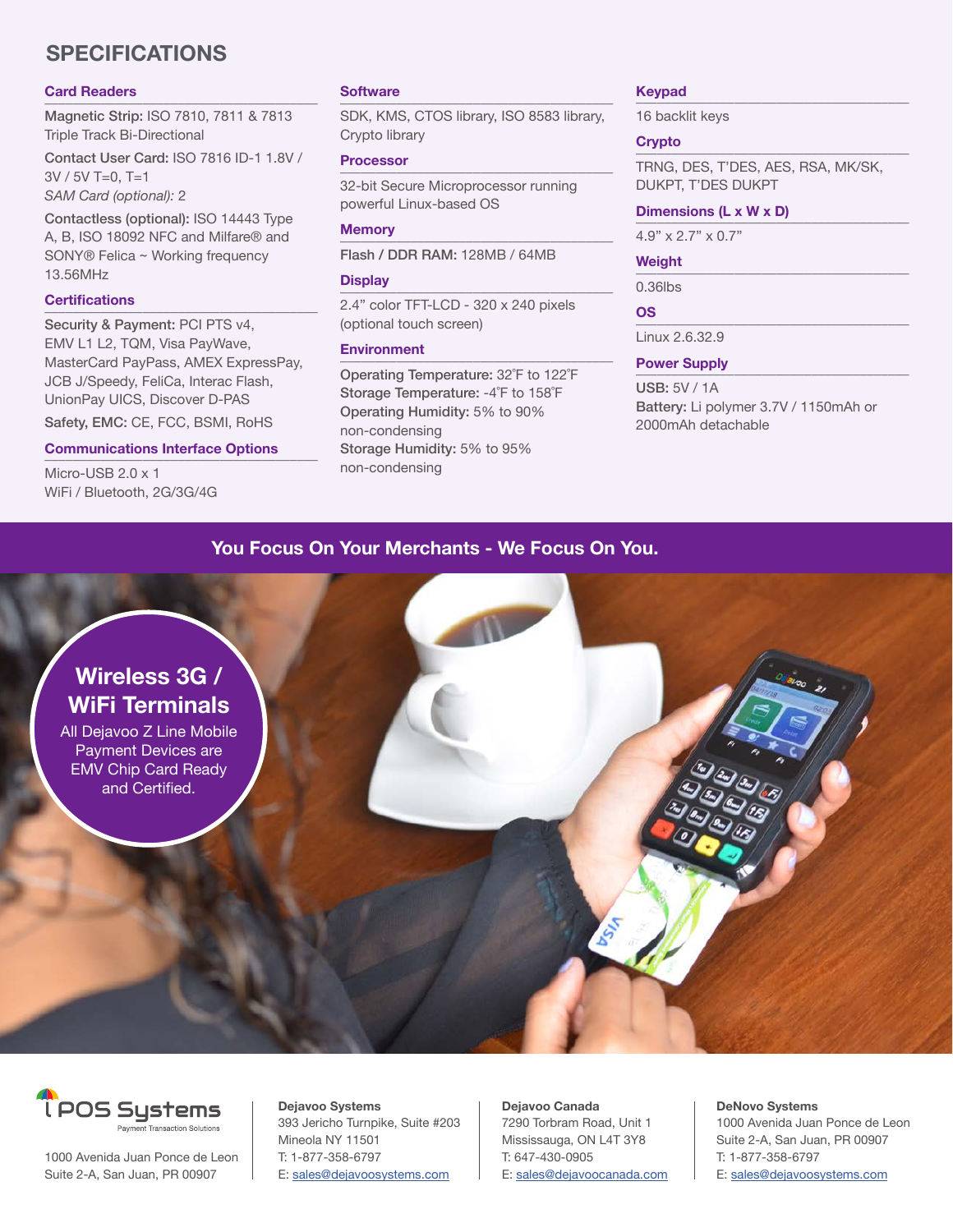## SPECIFICATIONS

### Card Readers

**Magnetic Strip:** ISO 7810, 7811 & 7813 Triple Track Bi-Directional

**Contact User Card:** ISO 7816 ID-1 1.8V / 3V / 5V T=0, T=1

*SAM Card (optional):* 2

**Contactless (optional):** ISO 14443 Type A, B, ISO 18092 NFC and Milfare® and SONY® Felica ~ Working frequency 13.56MHz

### Certifications

**Security & Payment:** PCI PTS v4, EMV L1 L2, TQM, Visa PayWave, MasterCard PayPass, AMEX ExpressPay, JCB J/Speedy, FeliCa, Interac Flash, UnionPay UICS, Discover D-PAS

**Safety, EMC:** CE, FCC, BSMI, RoHS

### Communications Interface Options

Micro-USB 2.0 x 1

WiFi / Bluetooth, 2G/3G/4G

### Software

SDK, KMS, CTOS library, ISO 8583 library, Crypto library

### Processor

32-bit Secure Microprocessor running powerful Linux-based OS

### Memory

**Flash / DDR RAM:** 128MB / 64MB

### Display

2.4" color TFT-LCD - 320 x 240 pixels (optional touch screen)

### Environment

**Operating Temperature:** 32˚F to 122˚F

**Storage Temperature:** -4˚F to 158˚F

**Operating Humidity:** 5% to 90% non-condensing

**Storage Humidity:** 5% to 95% non-condensing

### Keypad

16 backlit keys

### Crypto

TRNG, DES, T'DES, AES, RSA, MK/SK, DUKPT, T'DES DUKPT

### Dimensions (L x W x D)

4.9" x 2.7" x 0.7"

### Weight

0.36lbs

### OS

Linux 2.6.32.9

### Power Supply

**USB:** 5V / 1A

**Battery:** Li polymer 3.7V / 1150mAh or 2000mAh detachable

## You Focus On Your Merchants - We Focus On You.

**Wireless 3G / WiFi Terminals**

All Dejavoo Z Line Mobile Payment Devices are EMV Chip Card Ready and Certified.

---

**POS Systems**
Payment Transaction Solutions
1000 Avenida Juan Ponce de Leon
Suite 2-A, San Juan, PR 00907

**Dejavoo Systems**
393 Jericho Turnpike, Suite #203
Mineola NY 11501
T: 1-877-358-6797
E: sales@dejavoosystems.com

**Dejavoo Canada**
7290 Torbram Road, Unit 1
Mississauga, ON L4T 3Y8
T: 647-430-0905
E: sales@dejavoocanada.com

**DeNovo Systems**
1000 Avenida Juan Ponce de Leon
Suite 2-A, San Juan, PR 00907
T: 1-877-358-6797
E: sales@dejavoosystems.com